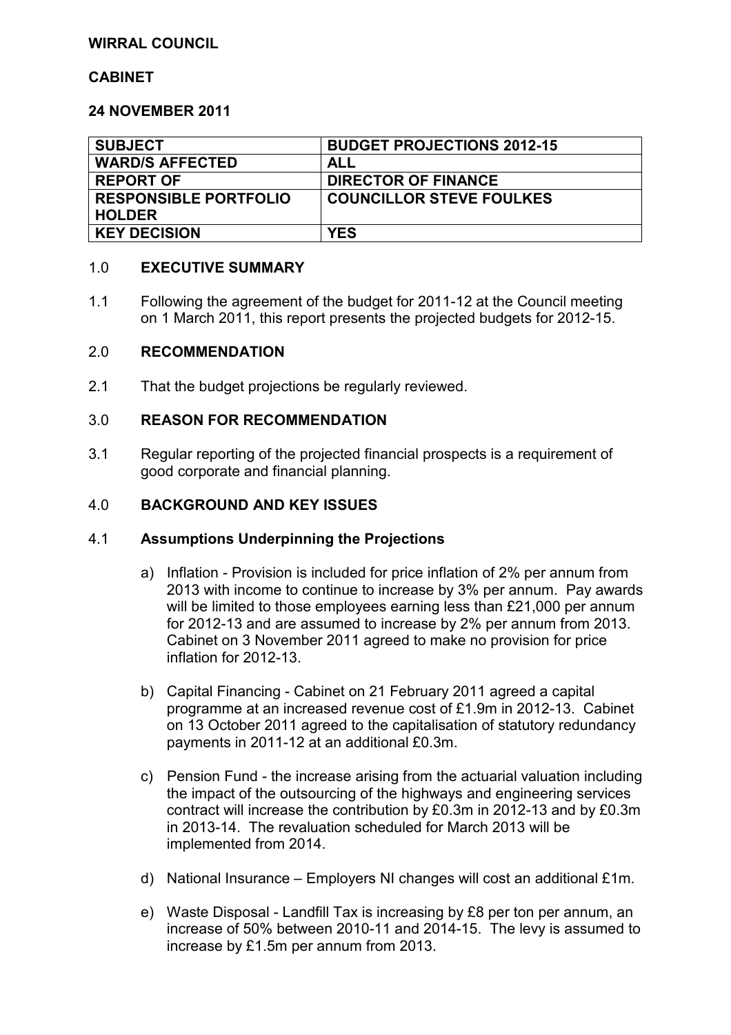**WIRRAL COUNCIL**

**CABINET**

**24 NOVEMBER 2011**

| SUBJECT | BUDGET PROJECTIONS 2012-15 |
|---|---|
| WARD/S AFFECTED | ALL |
| REPORT OF | DIRECTOR OF FINANCE |
| RESPONSIBLE PORTFOLIO HOLDER | COUNCILLOR STEVE FOULKES |
| KEY DECISION | YES |

## 1.0 EXECUTIVE SUMMARY

1.1 Following the agreement of the budget for 2011-12 at the Council meeting on 1 March 2011, this report presents the projected budgets for 2012-15.

## 2.0 RECOMMENDATION

2.1 That the budget projections be regularly reviewed.

## 3.0 REASON FOR RECOMMENDATION

3.1 Regular reporting of the projected financial prospects is a requirement of good corporate and financial planning.

## 4.0 BACKGROUND AND KEY ISSUES

### 4.1 Assumptions Underpinning the Projections

a) Inflation - Provision is included for price inflation of 2% per annum from 2013 with income to continue to increase by 3% per annum. Pay awards will be limited to those employees earning less than £21,000 per annum for 2012-13 and are assumed to increase by 2% per annum from 2013. Cabinet on 3 November 2011 agreed to make no provision for price inflation for 2012-13.

b) Capital Financing - Cabinet on 21 February 2011 agreed a capital programme at an increased revenue cost of £1.9m in 2012-13. Cabinet on 13 October 2011 agreed to the capitalisation of statutory redundancy payments in 2011-12 at an additional £0.3m.

c) Pension Fund - the increase arising from the actuarial valuation including the impact of the outsourcing of the highways and engineering services contract will increase the contribution by £0.3m in 2012-13 and by £0.3m in 2013-14. The revaluation scheduled for March 2013 will be implemented from 2014.

d) National Insurance – Employers NI changes will cost an additional £1m.

e) Waste Disposal - Landfill Tax is increasing by £8 per ton per annum, an increase of 50% between 2010-11 and 2014-15. The levy is assumed to increase by £1.5m per annum from 2013.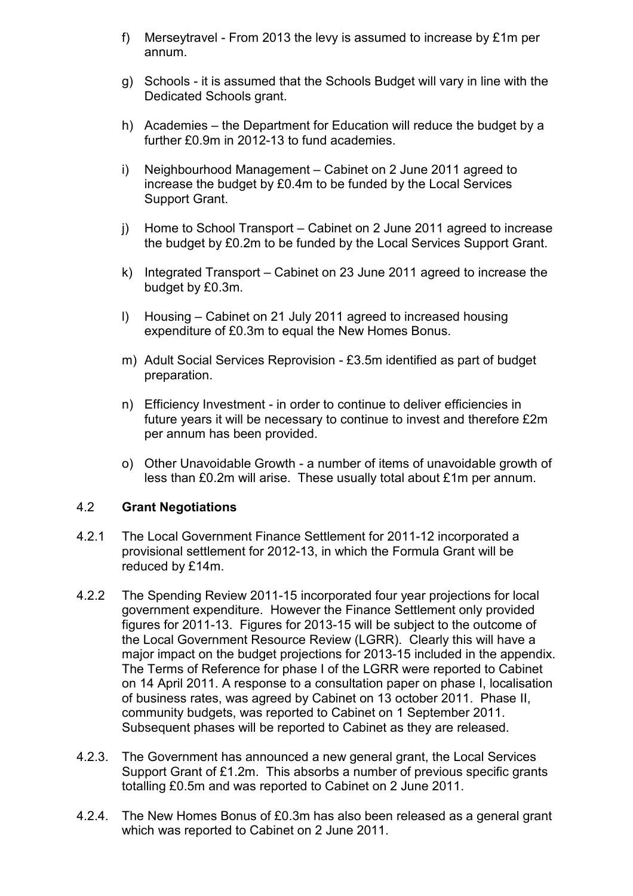f) Merseytravel - From 2013 the levy is assumed to increase by £1m per annum.

g) Schools - it is assumed that the Schools Budget will vary in line with the Dedicated Schools grant.

h) Academies – the Department for Education will reduce the budget by a further £0.9m in 2012-13 to fund academies.

i) Neighbourhood Management – Cabinet on 2 June 2011 agreed to increase the budget by £0.4m to be funded by the Local Services Support Grant.

j) Home to School Transport – Cabinet on 2 June 2011 agreed to increase the budget by £0.2m to be funded by the Local Services Support Grant.

k) Integrated Transport – Cabinet on 23 June 2011 agreed to increase the budget by £0.3m.

l) Housing – Cabinet on 21 July 2011 agreed to increased housing expenditure of £0.3m to equal the New Homes Bonus.

m) Adult Social Services Reprovision - £3.5m identified as part of budget preparation.

n) Efficiency Investment - in order to continue to deliver efficiencies in future years it will be necessary to continue to invest and therefore £2m per annum has been provided.

o) Other Unavoidable Growth - a number of items of unavoidable growth of less than £0.2m will arise. These usually total about £1m per annum.

4.2 **Grant Negotiations**

4.2.1 The Local Government Finance Settlement for 2011-12 incorporated a provisional settlement for 2012-13, in which the Formula Grant will be reduced by £14m.

4.2.2 The Spending Review 2011-15 incorporated four year projections for local government expenditure. However the Finance Settlement only provided figures for 2011-13. Figures for 2013-15 will be subject to the outcome of the Local Government Resource Review (LGRR). Clearly this will have a major impact on the budget projections for 2013-15 included in the appendix. The Terms of Reference for phase I of the LGRR were reported to Cabinet on 14 April 2011. A response to a consultation paper on phase I, localisation of business rates, was agreed by Cabinet on 13 october 2011. Phase II, community budgets, was reported to Cabinet on 1 September 2011. Subsequent phases will be reported to Cabinet as they are released.

4.2.3. The Government has announced a new general grant, the Local Services Support Grant of £1.2m. This absorbs a number of previous specific grants totalling £0.5m and was reported to Cabinet on 2 June 2011.

4.2.4. The New Homes Bonus of £0.3m has also been released as a general grant which was reported to Cabinet on 2 June 2011.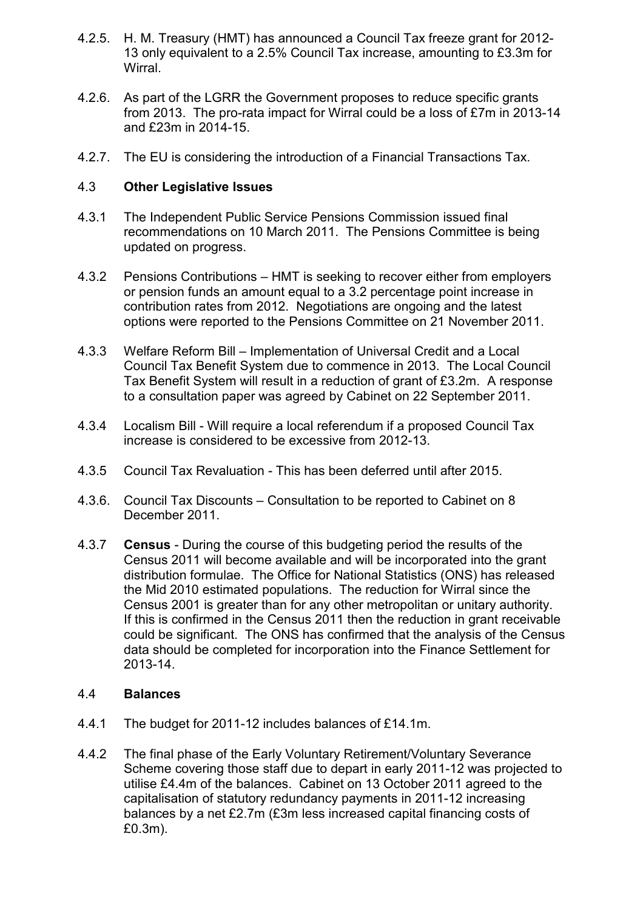4.2.5. H. M. Treasury (HMT) has announced a Council Tax freeze grant for 2012-13 only equivalent to a 2.5% Council Tax increase, amounting to £3.3m for Wirral.

4.2.6. As part of the LGRR the Government proposes to reduce specific grants from 2013. The pro-rata impact for Wirral could be a loss of £7m in 2013-14 and £23m in 2014-15.

4.2.7. The EU is considering the introduction of a Financial Transactions Tax.

4.3 **Other Legislative Issues**

4.3.1 The Independent Public Service Pensions Commission issued final recommendations on 10 March 2011. The Pensions Committee is being updated on progress.

4.3.2 Pensions Contributions – HMT is seeking to recover either from employers or pension funds an amount equal to a 3.2 percentage point increase in contribution rates from 2012. Negotiations are ongoing and the latest options were reported to the Pensions Committee on 21 November 2011.

4.3.3 Welfare Reform Bill – Implementation of Universal Credit and a Local Council Tax Benefit System due to commence in 2013. The Local Council Tax Benefit System will result in a reduction of grant of £3.2m. A response to a consultation paper was agreed by Cabinet on 22 September 2011.

4.3.4 Localism Bill - Will require a local referendum if a proposed Council Tax increase is considered to be excessive from 2012-13.

4.3.5 Council Tax Revaluation - This has been deferred until after 2015.

4.3.6. Council Tax Discounts – Consultation to be reported to Cabinet on 8 December 2011.

4.3.7 **Census** - During the course of this budgeting period the results of the Census 2011 will become available and will be incorporated into the grant distribution formulae. The Office for National Statistics (ONS) has released the Mid 2010 estimated populations. The reduction for Wirral since the Census 2001 is greater than for any other metropolitan or unitary authority. If this is confirmed in the Census 2011 then the reduction in grant receivable could be significant. The ONS has confirmed that the analysis of the Census data should be completed for incorporation into the Finance Settlement for 2013-14.

4.4 **Balances**

4.4.1 The budget for 2011-12 includes balances of £14.1m.

4.4.2 The final phase of the Early Voluntary Retirement/Voluntary Severance Scheme covering those staff due to depart in early 2011-12 was projected to utilise £4.4m of the balances. Cabinet on 13 October 2011 agreed to the capitalisation of statutory redundancy payments in 2011-12 increasing balances by a net £2.7m (£3m less increased capital financing costs of £0.3m).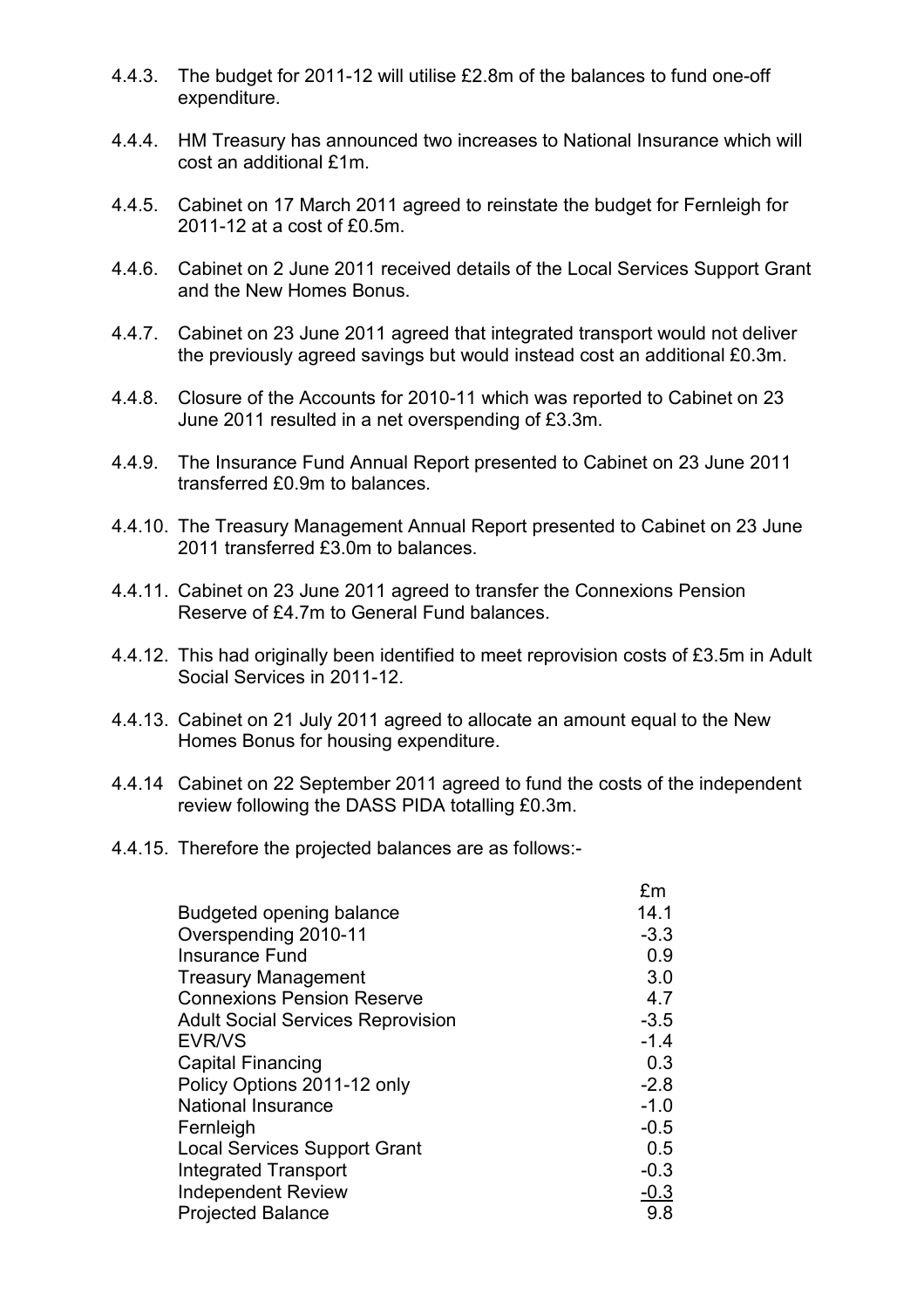4.4.3. The budget for 2011-12 will utilise £2.8m of the balances to fund one-off expenditure.

4.4.4. HM Treasury has announced two increases to National Insurance which will cost an additional £1m.

4.4.5. Cabinet on 17 March 2011 agreed to reinstate the budget for Fernleigh for 2011-12 at a cost of £0.5m.

4.4.6. Cabinet on 2 June 2011 received details of the Local Services Support Grant and the New Homes Bonus.

4.4.7. Cabinet on 23 June 2011 agreed that integrated transport would not deliver the previously agreed savings but would instead cost an additional £0.3m.

4.4.8. Closure of the Accounts for 2010-11 which was reported to Cabinet on 23 June 2011 resulted in a net overspending of £3.3m.

4.4.9. The Insurance Fund Annual Report presented to Cabinet on 23 June 2011 transferred £0.9m to balances.

4.4.10. The Treasury Management Annual Report presented to Cabinet on 23 June 2011 transferred £3.0m to balances.

4.4.11. Cabinet on 23 June 2011 agreed to transfer the Connexions Pension Reserve of £4.7m to General Fund balances.

4.4.12. This had originally been identified to meet reprovision costs of £3.5m in Adult Social Services in 2011-12.

4.4.13. Cabinet on 21 July 2011 agreed to allocate an amount equal to the New Homes Bonus for housing expenditure.

4.4.14 Cabinet on 22 September 2011 agreed to fund the costs of the independent review following the DASS PIDA totalling £0.3m.

4.4.15. Therefore the projected balances are as follows:-

| | £m |
|---|---|
| Budgeted opening balance | 14.1 |
| Overspending 2010-11 | -3.3 |
| Insurance Fund | 0.9 |
| Treasury Management | 3.0 |
| Connexions Pension Reserve | 4.7 |
| Adult Social Services Reprovision | -3.5 |
| EVR/VS | -1.4 |
| Capital Financing | 0.3 |
| Policy Options 2011-12 only | -2.8 |
| National Insurance | -1.0 |
| Fernleigh | -0.5 |
| Local Services Support Grant | 0.5 |
| Integrated Transport | -0.3 |
| Independent Review | -0.3 |
| Projected Balance | 9.8 |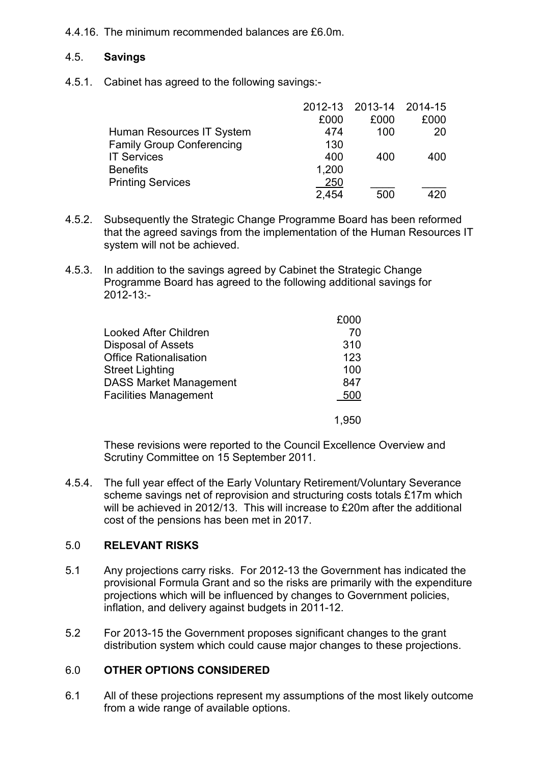4.4.16. The minimum recommended balances are £6.0m.

## 4.5. **Savings**

4.5.1. Cabinet has agreed to the following savings:-

| | 2012-13 | 2013-14 | 2014-15 |
|---|---|---|---|
| | £000 | £000 | £000 |
| Human Resources IT System | 474 | 100 | 20 |
| Family Group Conferencing | 130 | | |
| IT Services | 400 | 400 | 400 |
| Benefits | 1,200 | | |
| Printing Services | 250 | | |
| | 2,454 | 500 | 420 |

4.5.2. Subsequently the Strategic Change Programme Board has been reformed that the agreed savings from the implementation of the Human Resources IT system will not be achieved.

4.5.3. In addition to the savings agreed by Cabinet the Strategic Change Programme Board has agreed to the following additional savings for 2012-13:-

| | £000 |
|---|---|
| Looked After Children | 70 |
| Disposal of Assets | 310 |
| Office Rationalisation | 123 |
| Street Lighting | 100 |
| DASS Market Management | 847 |
| Facilities Management | 500 |
| | 1,950 |

These revisions were reported to the Council Excellence Overview and Scrutiny Committee on 15 September 2011.

4.5.4. The full year effect of the Early Voluntary Retirement/Voluntary Severance scheme savings net of reprovision and structuring costs totals £17m which will be achieved in 2012/13. This will increase to £20m after the additional cost of the pensions has been met in 2017.

## 5.0 **RELEVANT RISKS**

5.1 Any projections carry risks. For 2012-13 the Government has indicated the provisional Formula Grant and so the risks are primarily with the expenditure projections which will be influenced by changes to Government policies, inflation, and delivery against budgets in 2011-12.

5.2 For 2013-15 the Government proposes significant changes to the grant distribution system which could cause major changes to these projections.

## 6.0 **OTHER OPTIONS CONSIDERED**

6.1 All of these projections represent my assumptions of the most likely outcome from a wide range of available options.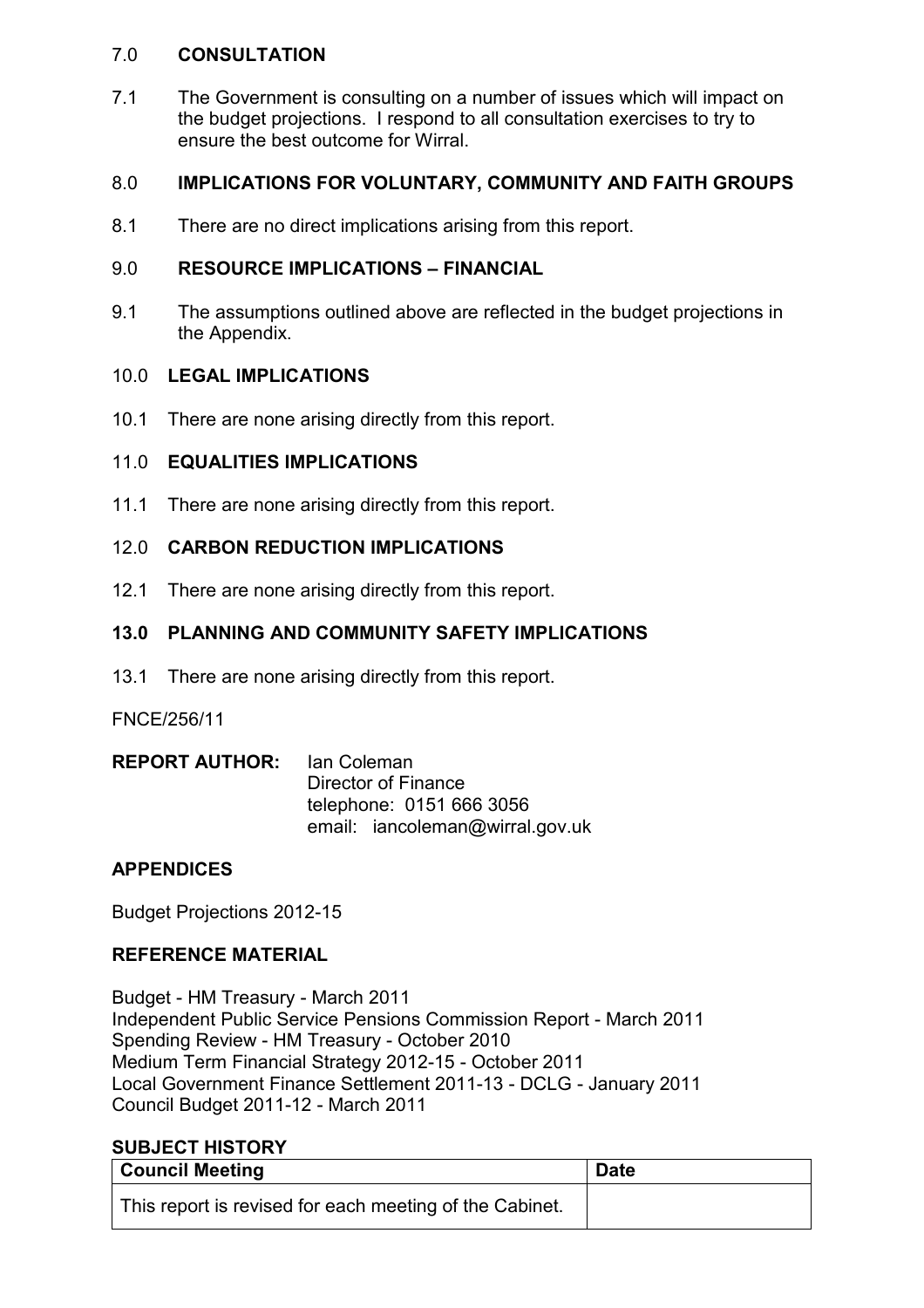## 7.0 **CONSULTATION**

7.1 The Government is consulting on a number of issues which will impact on the budget projections. I respond to all consultation exercises to try to ensure the best outcome for Wirral.

## 8.0 **IMPLICATIONS FOR VOLUNTARY, COMMUNITY AND FAITH GROUPS**

8.1 There are no direct implications arising from this report.

## 9.0 **RESOURCE IMPLICATIONS – FINANCIAL**

9.1 The assumptions outlined above are reflected in the budget projections in the Appendix.

## 10.0 **LEGAL IMPLICATIONS**

10.1 There are none arising directly from this report.

## 11.0 **EQUALITIES IMPLICATIONS**

11.1 There are none arising directly from this report.

## 12.0 **CARBON REDUCTION IMPLICATIONS**

12.1 There are none arising directly from this report.

## 13.0 **PLANNING AND COMMUNITY SAFETY IMPLICATIONS**

13.1 There are none arising directly from this report.

FNCE/256/11

**REPORT AUTHOR:** Ian Coleman
Director of Finance
telephone: 0151 666 3056
email: iancoleman@wirral.gov.uk

## **APPENDICES**

Budget Projections 2012-15

## **REFERENCE MATERIAL**

Budget - HM Treasury - March 2011
Independent Public Service Pensions Commission Report - March 2011
Spending Review - HM Treasury - October 2010
Medium Term Financial Strategy 2012-15 - October 2011
Local Government Finance Settlement 2011-13 - DCLG - January 2011
Council Budget 2011-12 - March 2011

## **SUBJECT HISTORY**

| Council Meeting | Date |
|---|---|
| This report is revised for each meeting of the Cabinet. | |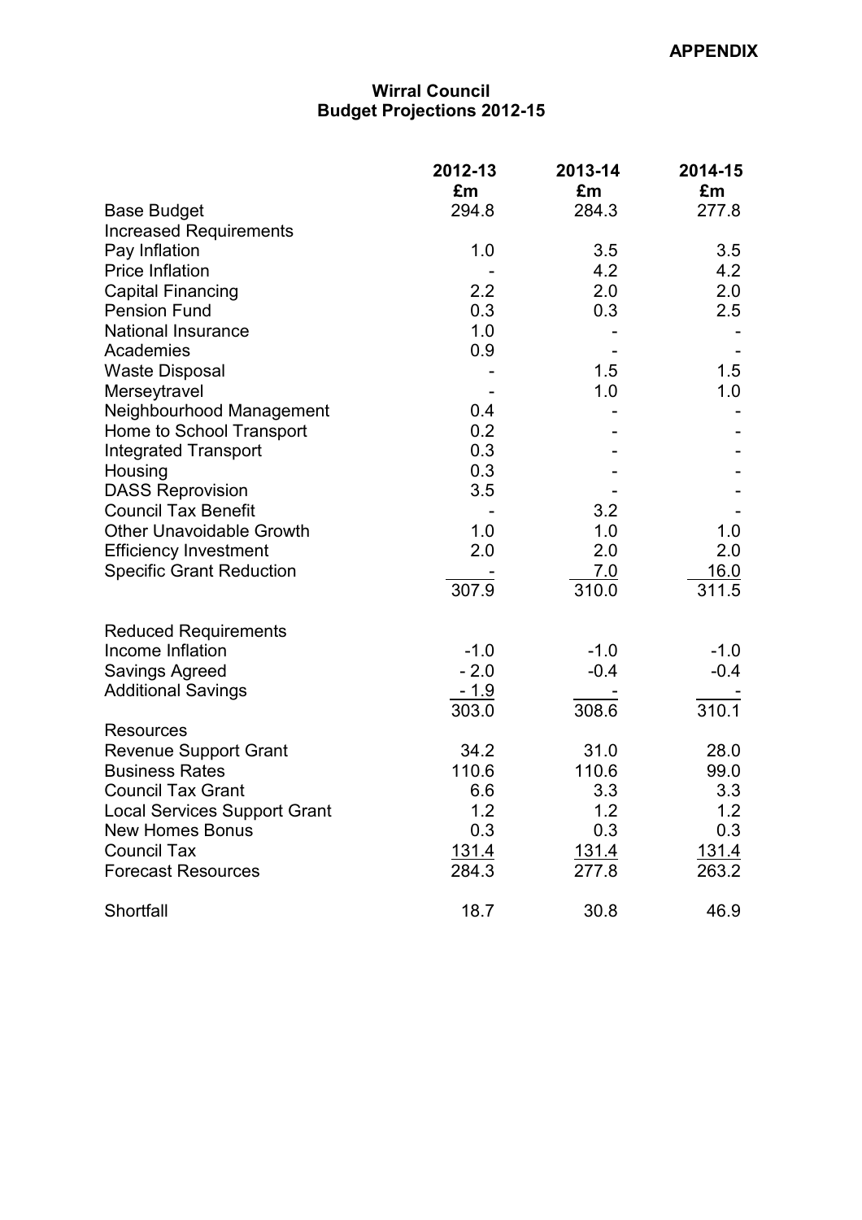**APPENDIX**

**Wirral Council**
**Budget Projections 2012-15**

| | 2012-13 | 2013-14 | 2014-15 |
|---|---|---|---|
| | £m | £m | £m |
| Base Budget | 294.8 | 284.3 | 277.8 |
| Increased Requirements | | | |
| Pay Inflation | 1.0 | 3.5 | 3.5 |
| Price Inflation | - | 4.2 | 4.2 |
| Capital Financing | 2.2 | 2.0 | 2.0 |
| Pension Fund | 0.3 | 0.3 | 2.5 |
| National Insurance | 1.0 | - | - |
| Academies | 0.9 | - | - |
| Waste Disposal | - | 1.5 | 1.5 |
| Merseytravel | - | 1.0 | 1.0 |
| Neighbourhood Management | 0.4 | - | - |
| Home to School Transport | 0.2 | - | - |
| Integrated Transport | 0.3 | - | - |
| Housing | 0.3 | - | - |
| DASS Reprovision | 3.5 | - | - |
| Council Tax Benefit | - | 3.2 | - |
| Other Unavoidable Growth | 1.0 | 1.0 | 1.0 |
| Efficiency Investment | 2.0 | 2.0 | 2.0 |
| Specific Grant Reduction | - | 7.0 | 16.0 |
| | 307.9 | 310.0 | 311.5 |
| Reduced Requirements | | | |
| Income Inflation | -1.0 | -1.0 | -1.0 |
| Savings Agreed | - 2.0 | -0.4 | -0.4 |
| Additional Savings | - 1.9 | - | - |
| | 303.0 | 308.6 | 310.1 |
| Resources | | | |
| Revenue Support Grant | 34.2 | 31.0 | 28.0 |
| Business Rates | 110.6 | 110.6 | 99.0 |
| Council Tax Grant | 6.6 | 3.3 | 3.3 |
| Local Services Support Grant | 1.2 | 1.2 | 1.2 |
| New Homes Bonus | 0.3 | 0.3 | 0.3 |
| Council Tax | 131.4 | 131.4 | 131.4 |
| Forecast Resources | 284.3 | 277.8 | 263.2 |
| Shortfall | 18.7 | 30.8 | 46.9 |